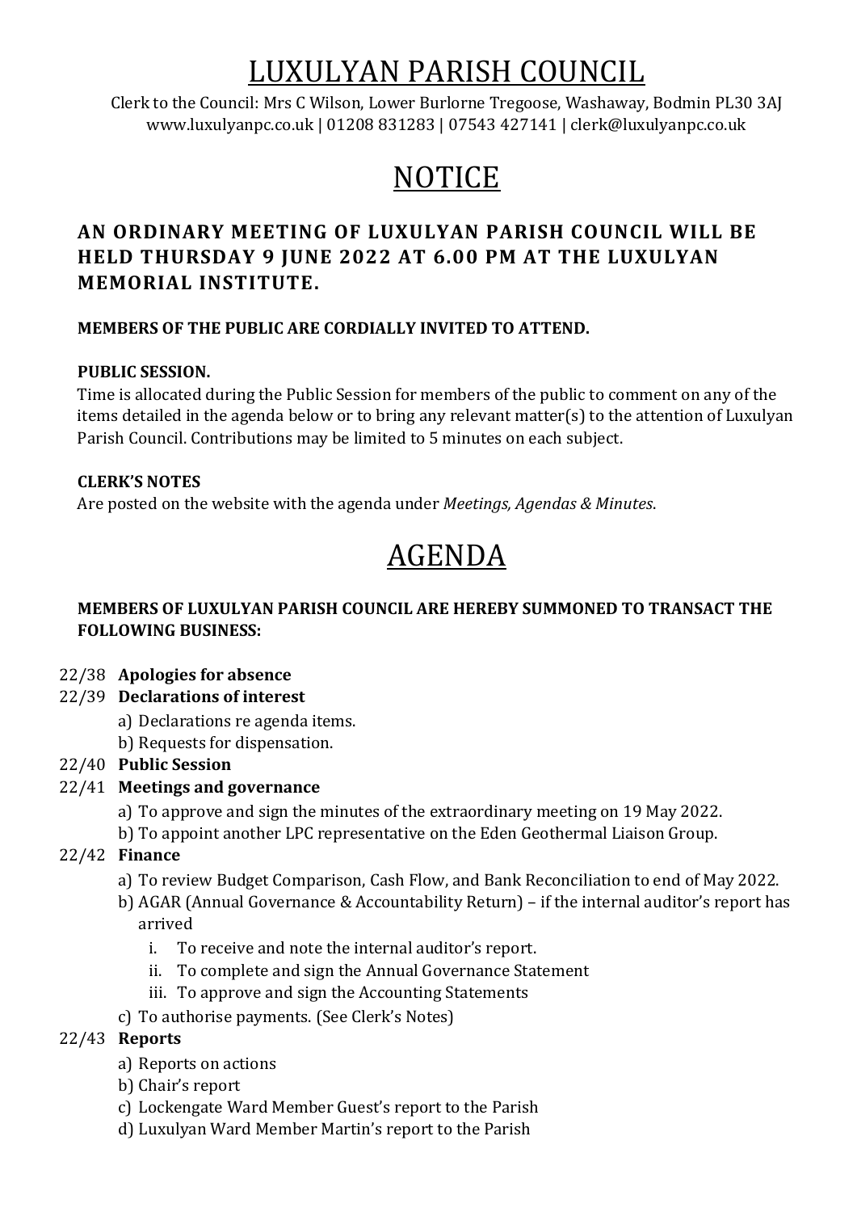# LUXULYAN PARISH COUNCIL

Clerk to the Council: Mrs C Wilson, Lower Burlorne Tregoose, Washaway, Bodmin PL30 3AJ
www.luxulyanpc.co.uk | 01208 831283 | 07543 427141 | clerk@luxulyanpc.co.uk

# NOTICE

## AN ORDINARY MEETING OF LUXULYAN PARISH COUNCIL WILL BE HELD THURSDAY 9 JUNE 2022 AT 6.00 PM AT THE LUXULYAN MEMORIAL INSTITUTE.

**MEMBERS OF THE PUBLIC ARE CORDIALLY INVITED TO ATTEND.**

**PUBLIC SESSION.**

Time is allocated during the Public Session for members of the public to comment on any of the items detailed in the agenda below or to bring any relevant matter(s) to the attention of Luxulyan Parish Council. Contributions may be limited to 5 minutes on each subject.

**CLERK'S NOTES**

Are posted on the website with the agenda under *Meetings, Agendas & Minutes*.

# AGENDA

**MEMBERS OF LUXULYAN PARISH COUNCIL ARE HEREBY SUMMONED TO TRANSACT THE FOLLOWING BUSINESS:**

22/38 **Apologies for absence**

22/39 **Declarations of interest**
- a) Declarations re agenda items.
- b) Requests for dispensation.

22/40 **Public Session**

22/41 **Meetings and governance**
- a) To approve and sign the minutes of the extraordinary meeting on 19 May 2022.
- b) To appoint another LPC representative on the Eden Geothermal Liaison Group.

22/42 **Finance**
- a) To review Budget Comparison, Cash Flow, and Bank Reconciliation to end of May 2022.
- b) AGAR (Annual Governance & Accountability Return) – if the internal auditor's report has arrived
  - i. To receive and note the internal auditor's report.
  - ii. To complete and sign the Annual Governance Statement
  - iii. To approve and sign the Accounting Statements
- c) To authorise payments. (See Clerk's Notes)

22/43 **Reports**
- a) Reports on actions
- b) Chair's report
- c) Lockengate Ward Member Guest's report to the Parish
- d) Luxulyan Ward Member Martin's report to the Parish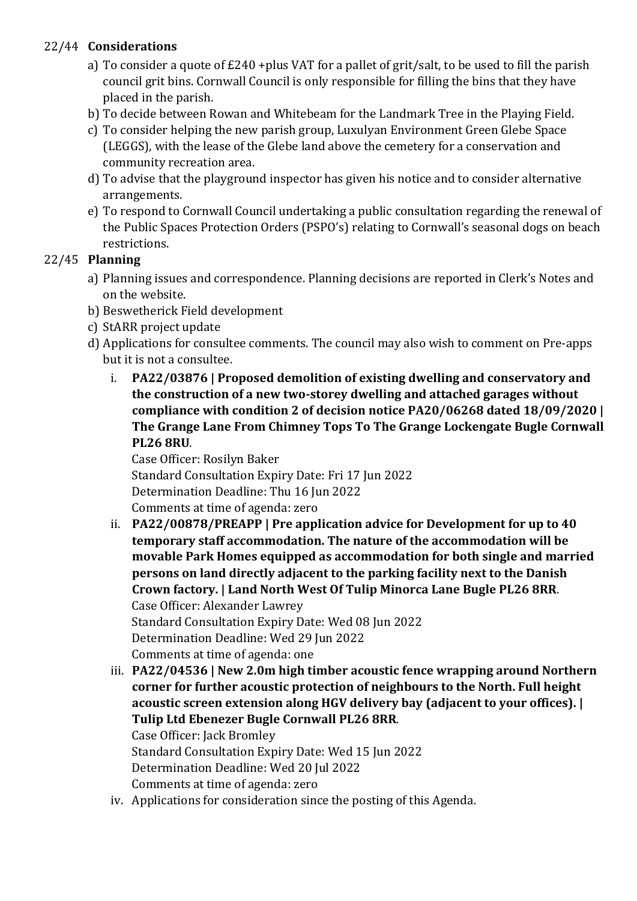## 22/44 **Considerations**

a) To consider a quote of £240 +plus VAT for a pallet of grit/salt, to be used to fill the parish council grit bins. Cornwall Council is only responsible for filling the bins that they have placed in the parish.
b) To decide between Rowan and Whitebeam for the Landmark Tree in the Playing Field.
c) To consider helping the new parish group, Luxulyan Environment Green Glebe Space (LEGGS), with the lease of the Glebe land above the cemetery for a conservation and community recreation area.
d) To advise that the playground inspector has given his notice and to consider alternative arrangements.
e) To respond to Cornwall Council undertaking a public consultation regarding the renewal of the Public Spaces Protection Orders (PSPO's) relating to Cornwall's seasonal dogs on beach restrictions.

## 22/45 **Planning**

a) Planning issues and correspondence. Planning decisions are reported in Clerk's Notes and on the website.
b) Beswetherick Field development
c) StARR project update
d) Applications for consultee comments. The council may also wish to comment on Pre-apps but it is not a consultee.

   i. **PA22/03876 | Proposed demolition of existing dwelling and conservatory and the construction of a new two-storey dwelling and attached garages without compliance with condition 2 of decision notice PA20/06268 dated 18/09/2020 | The Grange Lane From Chimney Tops To The Grange Lockengate Bugle Cornwall PL26 8RU**.
   Case Officer: Rosilyn Baker
   Standard Consultation Expiry Date: Fri 17 Jun 2022
   Determination Deadline: Thu 16 Jun 2022
   Comments at time of agenda: zero

   ii. **PA22/00878/PREAPP | Pre application advice for Development for up to 40 temporary staff accommodation. The nature of the accommodation will be movable Park Homes equipped as accommodation for both single and married persons on land directly adjacent to the parking facility next to the Danish Crown factory. | Land North West Of Tulip Minorca Lane Bugle PL26 8RR**.
   Case Officer: Alexander Lawrey
   Standard Consultation Expiry Date: Wed 08 Jun 2022
   Determination Deadline: Wed 29 Jun 2022
   Comments at time of agenda: one

   iii. **PA22/04536 | New 2.0m high timber acoustic fence wrapping around Northern corner for further acoustic protection of neighbours to the North. Full height acoustic screen extension along HGV delivery bay (adjacent to your offices). | Tulip Ltd Ebenezer Bugle Cornwall PL26 8RR**.
   Case Officer: Jack Bromley
   Standard Consultation Expiry Date: Wed 15 Jun 2022
   Determination Deadline: Wed 20 Jul 2022
   Comments at time of agenda: zero

   iv. Applications for consideration since the posting of this Agenda.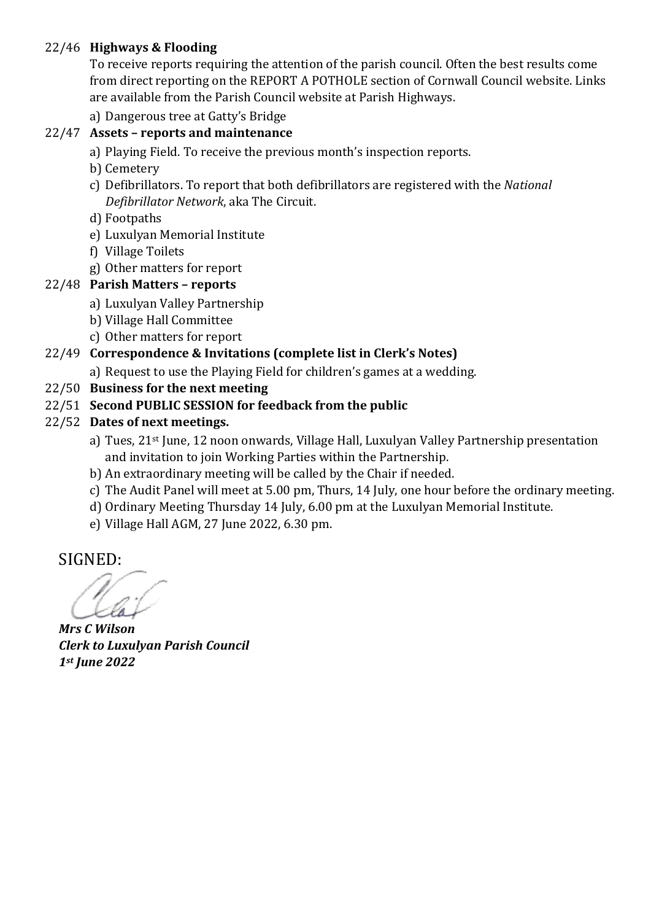22/46 **Highways & Flooding**

To receive reports requiring the attention of the parish council. Often the best results come from direct reporting on the REPORT A POTHOLE section of Cornwall Council website. Links are available from the Parish Council website at Parish Highways.

a) Dangerous tree at Gatty's Bridge

22/47 **Assets – reports and maintenance**

a) Playing Field. To receive the previous month's inspection reports.
b) Cemetery
c) Defibrillators. To report that both defibrillators are registered with the *National Defibrillator Network*, aka The Circuit.
d) Footpaths
e) Luxulyan Memorial Institute
f) Village Toilets
g) Other matters for report

22/48 **Parish Matters – reports**

a) Luxulyan Valley Partnership
b) Village Hall Committee
c) Other matters for report

22/49 **Correspondence & Invitations (complete list in Clerk's Notes)**

a) Request to use the Playing Field for children's games at a wedding.

22/50 **Business for the next meeting**

22/51 **Second PUBLIC SESSION for feedback from the public**

22/52 **Dates of next meetings.**

a) Tues, 21st June, 12 noon onwards, Village Hall, Luxulyan Valley Partnership presentation and invitation to join Working Parties within the Partnership.
b) An extraordinary meeting will be called by the Chair if needed.
c) The Audit Panel will meet at 5.00 pm, Thurs, 14 July, one hour before the ordinary meeting.
d) Ordinary Meeting Thursday 14 July, 6.00 pm at the Luxulyan Memorial Institute.
e) Village Hall AGM, 27 June 2022, 6.30 pm.

SIGNED:

***Mrs C Wilson***
***Clerk to Luxulyan Parish Council***
***1st June 2022***